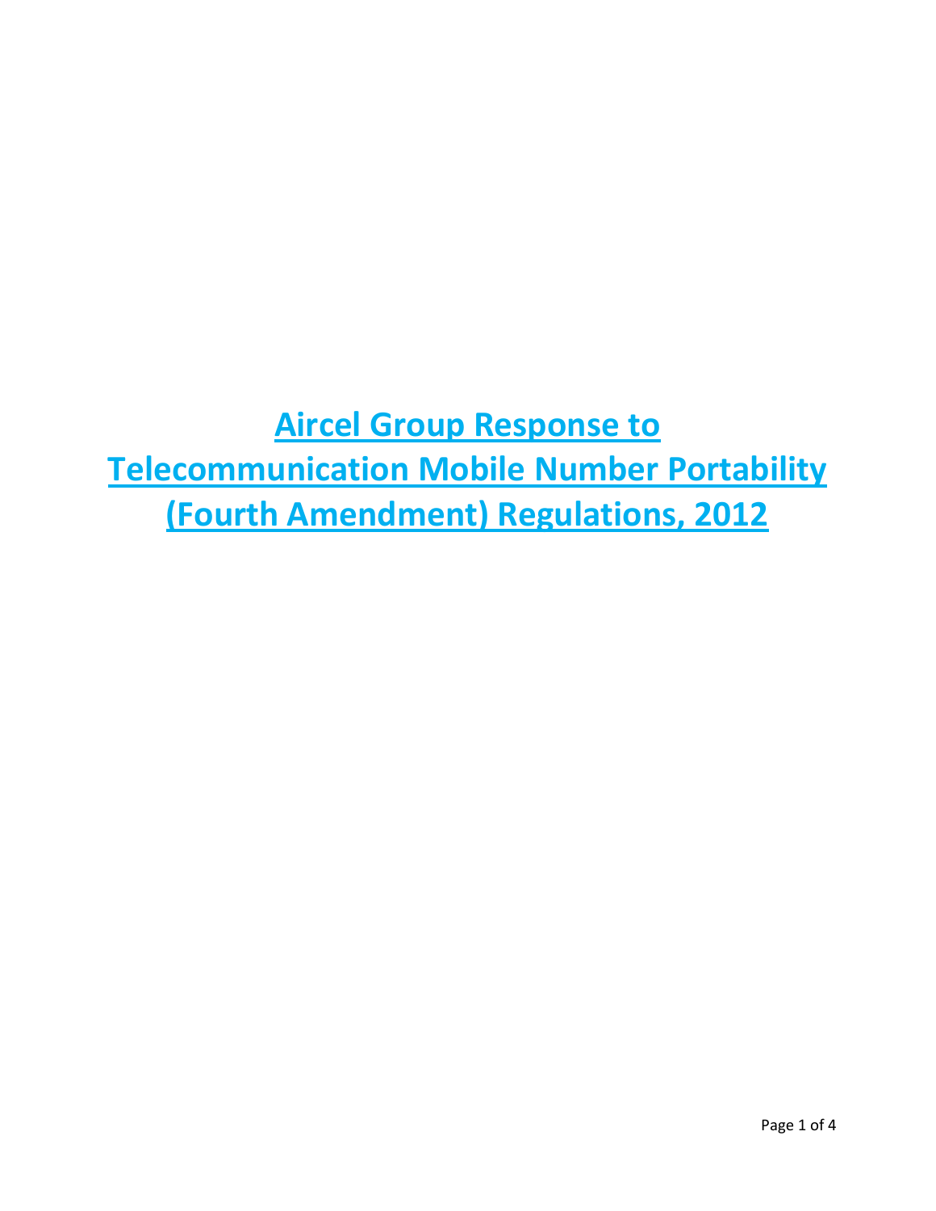# Aircel Group Response to Telecommunication Mobile Number Portability (Fourth Amendment) Regulations, 2012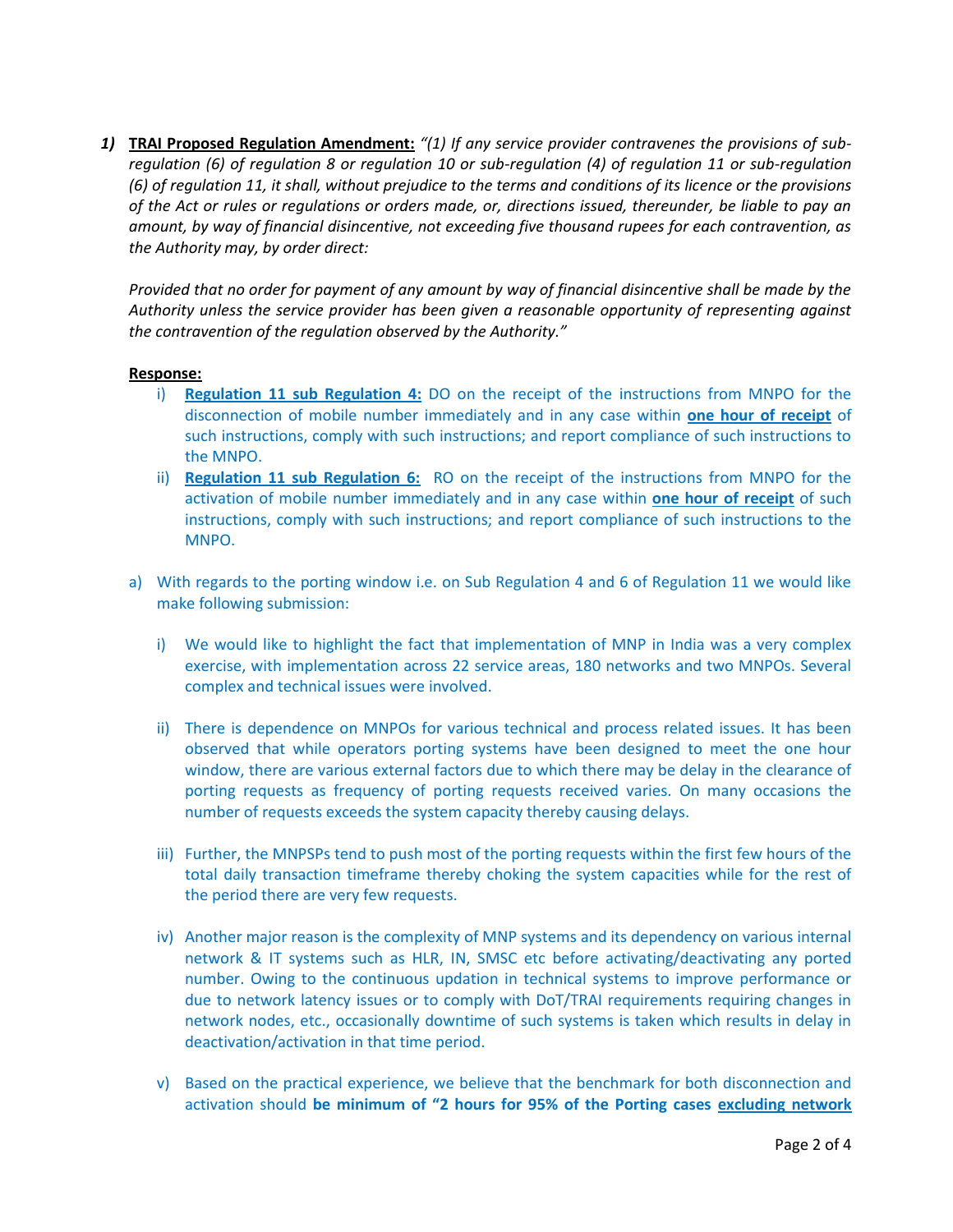1) **TRAI Proposed Regulation Amendment:** *"(1) If any service provider contravenes the provisions of sub-regulation (6) of regulation 8 or regulation 10 or sub-regulation (4) of regulation 11 or sub-regulation (6) of regulation 11, it shall, without prejudice to the terms and conditions of its licence or the provisions of the Act or rules or regulations or orders made, or, directions issued, thereunder, be liable to pay an amount, by way of financial disincentive, not exceeding five thousand rupees for each contravention, as the Authority may, by order direct:*

   *Provided that no order for payment of any amount by way of financial disincentive shall be made by the Authority unless the service provider has been given a reasonable opportunity of representing against the contravention of the regulation observed by the Authority."*

   **Response:**

   i) **Regulation 11 sub Regulation 4:** DO on the receipt of the instructions from MNPO for the disconnection of mobile number immediately and in any case within **one hour of receipt** of such instructions, comply with such instructions; and report compliance of such instructions to the MNPO.

   ii) **Regulation 11 sub Regulation 6:** RO on the receipt of the instructions from MNPO for the activation of mobile number immediately and in any case within **one hour of receipt** of such instructions, comply with such instructions; and report compliance of such instructions to the MNPO.

   a) With regards to the porting window i.e. on Sub Regulation 4 and 6 of Regulation 11 we would like make following submission:

      i) We would like to highlight the fact that implementation of MNP in India was a very complex exercise, with implementation across 22 service areas, 180 networks and two MNPOs. Several complex and technical issues were involved.

      ii) There is dependence on MNPOs for various technical and process related issues. It has been observed that while operators porting systems have been designed to meet the one hour window, there are various external factors due to which there may be delay in the clearance of porting requests as frequency of porting requests received varies. On many occasions the number of requests exceeds the system capacity thereby causing delays.

      iii) Further, the MNPSPs tend to push most of the porting requests within the first few hours of the total daily transaction timeframe thereby choking the system capacities while for the rest of the period there are very few requests.

      iv) Another major reason is the complexity of MNP systems and its dependency on various internal network & IT systems such as HLR, IN, SMSC etc before activating/deactivating any ported number. Owing to the continuous updation in technical systems to improve performance or due to network latency issues or to comply with DoT/TRAI requirements requiring changes in network nodes, etc., occasionally downtime of such systems is taken which results in delay in deactivation/activation in that time period.

      v) Based on the practical experience, we believe that the benchmark for both disconnection and activation should **be minimum of "2 hours for 95% of the Porting cases excluding network**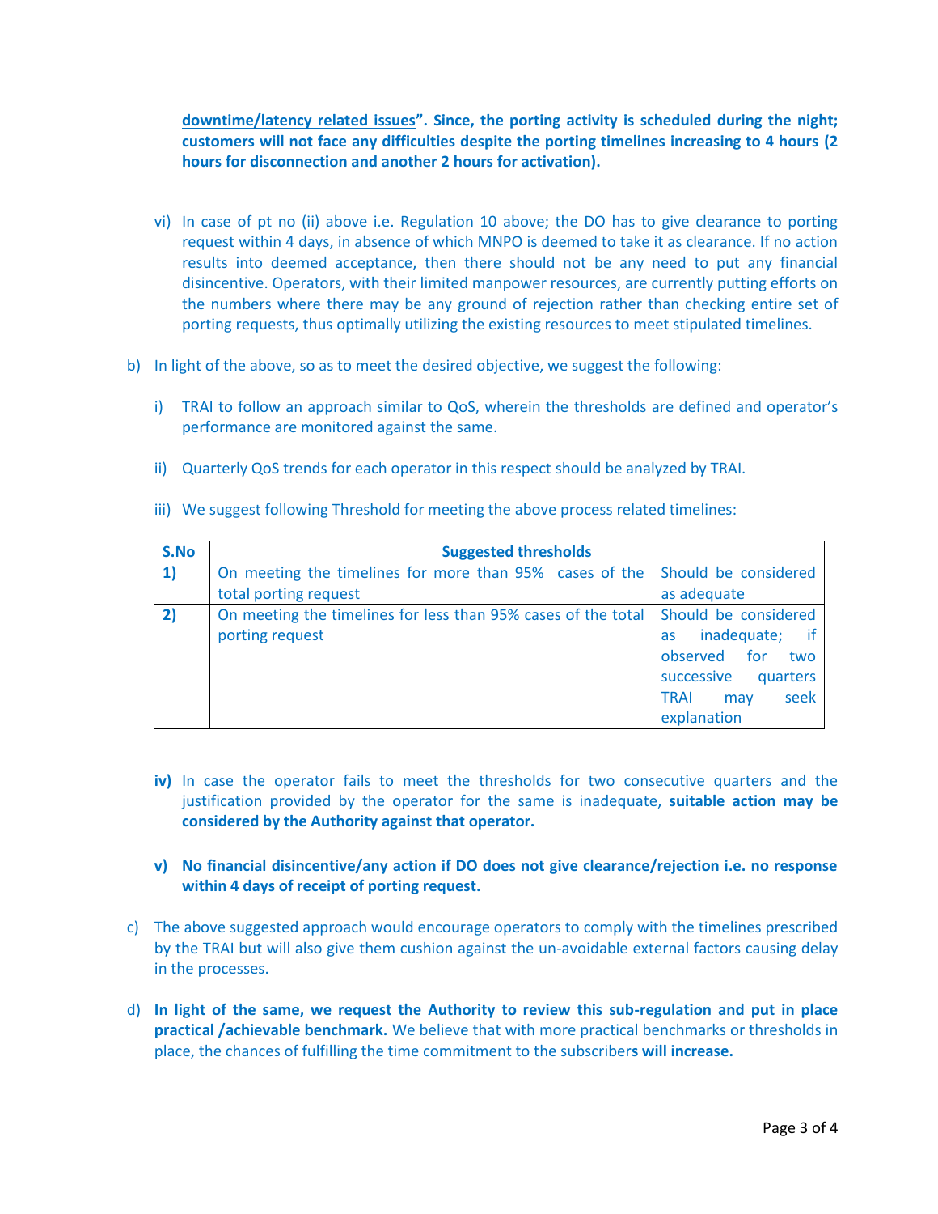**<u>downtime/latency related issues</u>". Since, the porting activity is scheduled during the night; customers will not face any difficulties despite the porting timelines increasing to 4 hours (2 hours for disconnection and another 2 hours for activation).**

vi) In case of pt no (ii) above i.e. Regulation 10 above; the DO has to give clearance to porting request within 4 days, in absence of which MNPO is deemed to take it as clearance. If no action results into deemed acceptance, then there should not be any need to put any financial disincentive. Operators, with their limited manpower resources, are currently putting efforts on the numbers where there may be any ground of rejection rather than checking entire set of porting requests, thus optimally utilizing the existing resources to meet stipulated timelines.

b) In light of the above, so as to meet the desired objective, we suggest the following:

i) TRAI to follow an approach similar to QoS, wherein the thresholds are defined and operator's performance are monitored against the same.

ii) Quarterly QoS trends for each operator in this respect should be analyzed by TRAI.

iii) We suggest following Threshold for meeting the above process related timelines:

| S.No | Suggested thresholds | |
|---|---|---|
| 1) | On meeting the timelines for more than 95% cases of the total porting request | Should be considered as adequate |
| 2) | On meeting the timelines for less than 95% cases of the total porting request | Should be considered as inadequate; if observed for two successive quarters TRAI may seek explanation |

**iv)** In case the operator fails to meet the thresholds for two consecutive quarters and the justification provided by the operator for the same is inadequate, **suitable action may be considered by the Authority against that operator.**

**v) No financial disincentive/any action if DO does not give clearance/rejection i.e. no response within 4 days of receipt of porting request.**

c) The above suggested approach would encourage operators to comply with the timelines prescribed by the TRAI but will also give them cushion against the un-avoidable external factors causing delay in the processes.

d) **In light of the same, we request the Authority to review this sub-regulation and put in place practical /achievable benchmark.** We believe that with more practical benchmarks or thresholds in place, the chances of fulfilling the time commitment to the subscriber**s will increase.**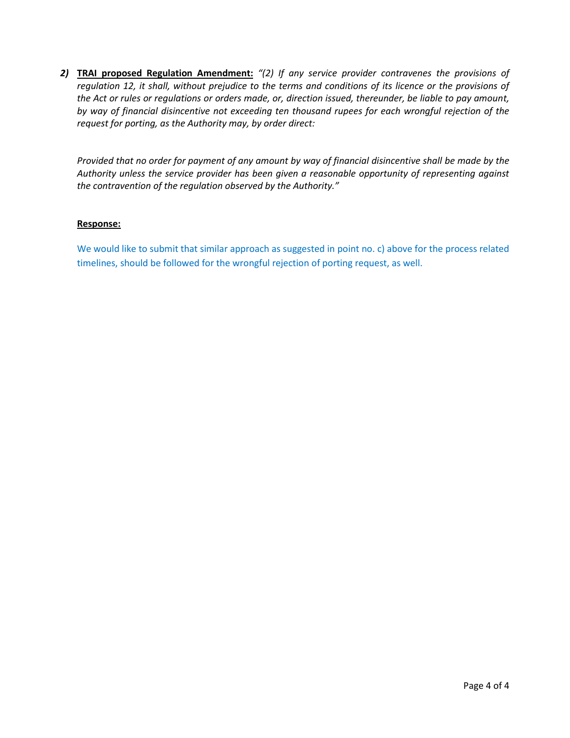***2)*** **TRAI proposed Regulation Amendment:** *"(2) If any service provider contravenes the provisions of regulation 12, it shall, without prejudice to the terms and conditions of its licence or the provisions of the Act or rules or regulations or orders made, or, direction issued, thereunder, be liable to pay amount, by way of financial disincentive not exceeding ten thousand rupees for each wrongful rejection of the request for porting, as the Authority may, by order direct:*

*Provided that no order for payment of any amount by way of financial disincentive shall be made by the Authority unless the service provider has been given a reasonable opportunity of representing against the contravention of the regulation observed by the Authority."*

**Response:**

We would like to submit that similar approach as suggested in point no. c) above for the process related timelines, should be followed for the wrongful rejection of porting request, as well.